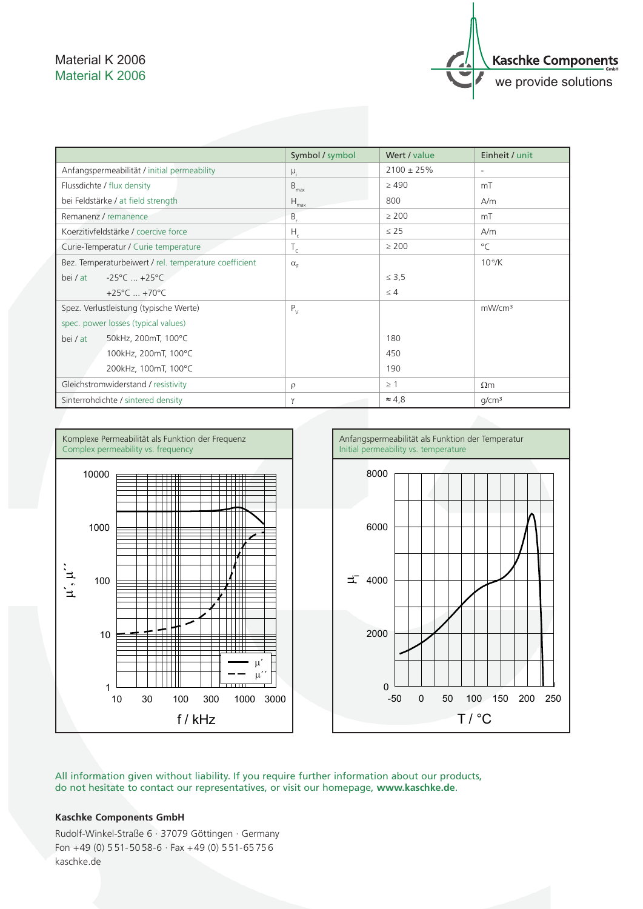# Material K 2006
## Material K 2006

**Kaschke Components** GmbH
we provide solutions

| | Symbol / symbol | Wert / value | Einheit / unit |
|---|---|---|---|
| Anfangspermeabilität / initial permeability | $\mu_i$ | 2100 ± 25% | - |
| Flussdichte / flux density | $B_{max}$ | ≥ 490 | mT |
| bei Feldstärke / at field strength | $H_{max}$ | 800 | A/m |
| Remanenz / remanence | $B_r$ | ≥ 200 | mT |
| Koerzitivfeldstärke / coercive force | $H_c$ | ≤ 25 | A/m |
| Curie-Temperatur / Curie temperature | $T_c$ | ≥ 200 | °C |
| Bez. Temperaturbeiwert / rel. temperature coefficient | $\alpha_F$ | | $10^{-6}$/K |
| bei / at -25°C ... +25°C | | ≤ 3,5 | |
| +25°C ... +70°C | | ≤ 4 | |
| Spez. Verlustleistung (typische Werte) spec. power losses (typical values) | $P_V$ | | mW/cm³ |
| bei / at 50kHz, 200mT, 100°C | | 180 | |
| 100kHz, 200mT, 100°C | | 450 | |
| 200kHz, 100mT, 100°C | | 190 | |
| Gleichstromwiderstand / resistivity | $\rho$ | ≥ 1 | Ωm |
| Sinterrohdichte / sintered density | $\gamma$ | ≈ 4,8 | g/cm³ |

Komplexe Permeabilität als Funktion der Frequenz
Complex permeability vs. frequency

Anfangspermeabilität als Funktion der Temperatur
Initial permeability vs. temperature

All information given without liability. If you require further information about our products, do not hesitate to contact our representatives, or visit our homepage, **www.kaschke.de**.

**Kaschke Components GmbH**

Rudolf-Winkel-Straße 6 · 37079 Göttingen · Germany
Fon +49 (0) 551-5058-6 · Fax +49 (0) 551-65756
kaschke.de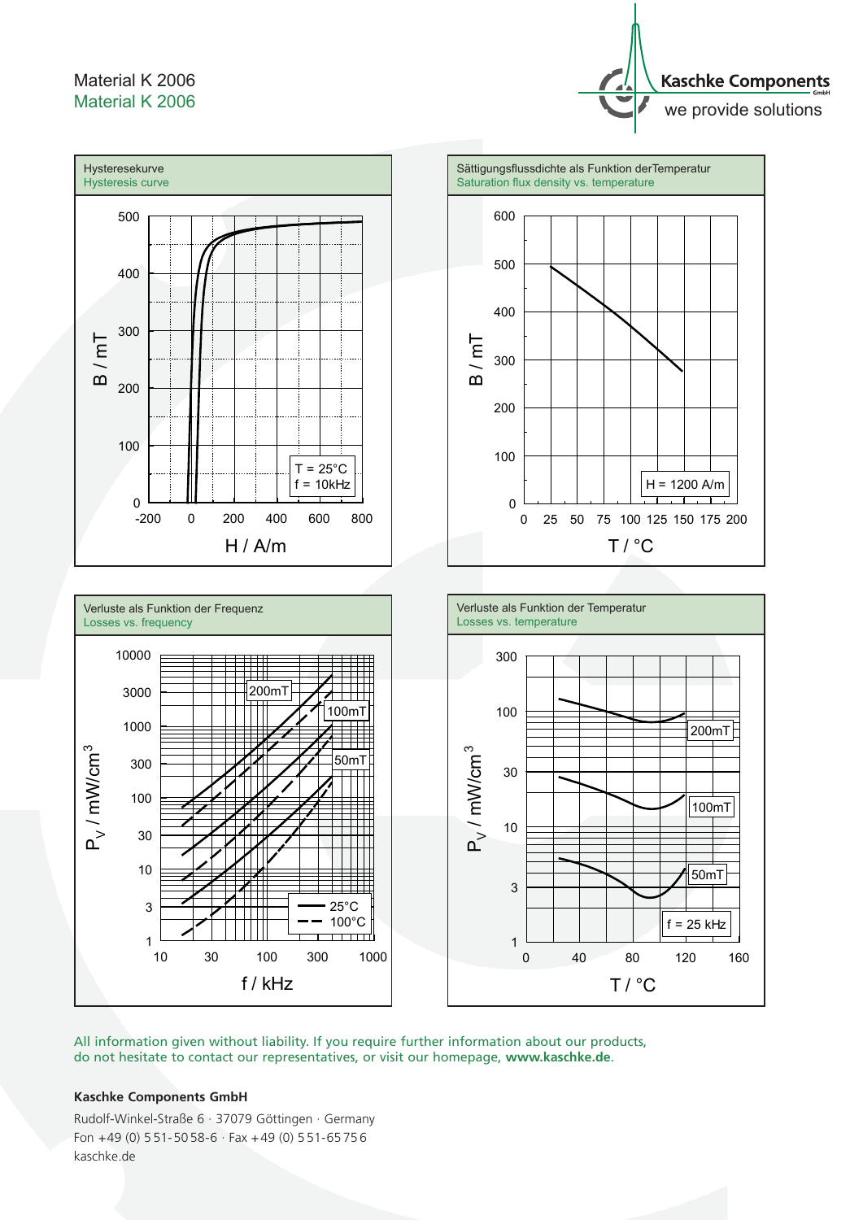Material K 2006
Material K 2006

Kaschke Components
we provide solutions

Hysteresekurve
Hysteresis curve

B / mT
500
400
300
200
100
0
-200 0 200 400 600 800
H / A/m
T = 25°C
f = 10kHz

Sättigungsflussdichte als Funktion derTemperatur
Saturation flux density vs. temperature

B / mT
600
500
400
300
200
100
0
0 25 50 75 100 125 150 175 200
T / °C
H = 1200 A/m

Verluste als Funktion der Frequenz
Losses vs. frequency

$P_V$ / mW/cm³
10000
3000
1000
300
100
30
10
3
1
10 30 100 300 1000
f / kHz
200mT
100mT
50mT
25°C
100°C

Verluste als Funktion der Temperatur
Losses vs. temperature

$P_V$ / mW/cm³
300
100
30
10
3
1
0 40 80 120 160
T / °C
200mT
100mT
50mT
f = 25 kHz

All information given without liability. If you require further information about our products, do not hesitate to contact our representatives, or visit our homepage, **www.kaschke.de**.

**Kaschke Components GmbH**

Rudolf-Winkel-Straße 6 · 37079 Göttingen · Germany
Fon +49 (0) 551-5058-6 · Fax +49 (0) 551-65756
kaschke.de